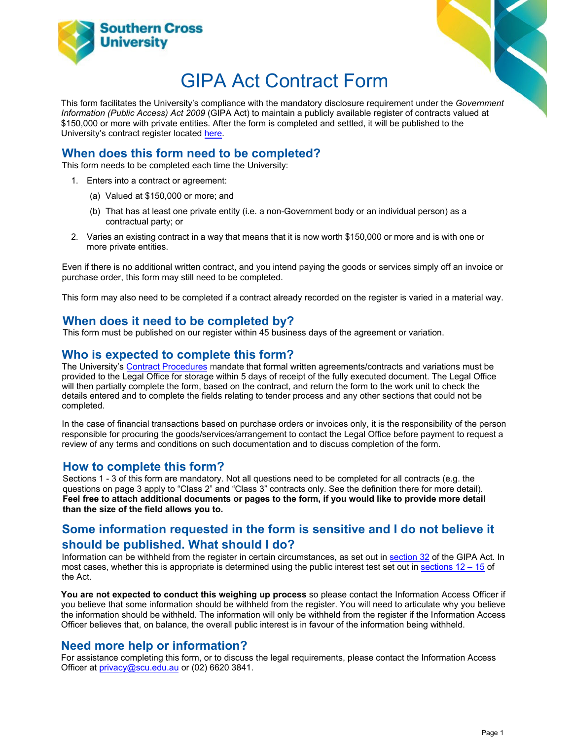# GIPA Act Contract Form

This form facilitates the University's compliance with the mandatory disclosure requirement under the *Government Information (Public Access) Act 2009* (GIPA Act) to maintain a publicly available register of contracts valued at $150,000 or more with private entities. After the form is completed and settled, it will be published to the University's contract register located here.

## When does this form need to be completed?

This form needs to be completed each time the University:

1. Enters into a contract or agreement:
   (a) Valued at $150,000 or more; and
   (b) That has at least one private entity (i.e. a non-Government body or an individual person) as a contractual party; or
2. Varies an existing contract in a way that means that it is now worth $150,000 or more and is with one or more private entities.

Even if there is no additional written contract, and you intend paying the goods or services simply off an invoice or purchase order, this form may still need to be completed.

This form may also need to be completed if a contract already recorded on the register is varied in a material way.

## When does it need to be completed by?

This form must be published on our register within 45 business days of the agreement or variation.

## Who is expected to complete this form?

The University's Contract Procedures mandate that formal written agreements/contracts and variations must be provided to the Legal Office for storage within 5 days of receipt of the fully executed document. The Legal Office will then partially complete the form, based on the contract, and return the form to the work unit to check the details entered and to complete the fields relating to tender process and any other sections that could not be completed.

In the case of financial transactions based on purchase orders or invoices only, it is the responsibility of the person responsible for procuring the goods/services/arrangement to contact the Legal Office before payment to request a review of any terms and conditions on such documentation and to discuss completion of the form.

## How to complete this form?

Sections 1 - 3 of this form are mandatory. Not all questions need to be completed for all contracts (e.g. the questions on page 3 apply to "Class 2" and "Class 3" contracts only. See the definition there for more detail). **Feel free to attach additional documents or pages to the form, if you would like to provide more detail than the size of the field allows you to.**

## Some information requested in the form is sensitive and I do not believe it should be published. What should I do?

Information can be withheld from the register in certain circumstances, as set out in section 32 of the GIPA Act. In most cases, whether this is appropriate is determined using the public interest test set out in sections 12 – 15 of the Act.

**You are not expected to conduct this weighing up process** so please contact the Information Access Officer if you believe that some information should be withheld from the register. You will need to articulate why you believe the information should be withheld. The information will only be withheld from the register if the Information Access Officer believes that, on balance, the overall public interest is in favour of the information being withheld.

## Need more help or information?

For assistance completing this form, or to discuss the legal requirements, please contact the Information Access Officer at privacy@scu.edu.au or (02) 6620 3841.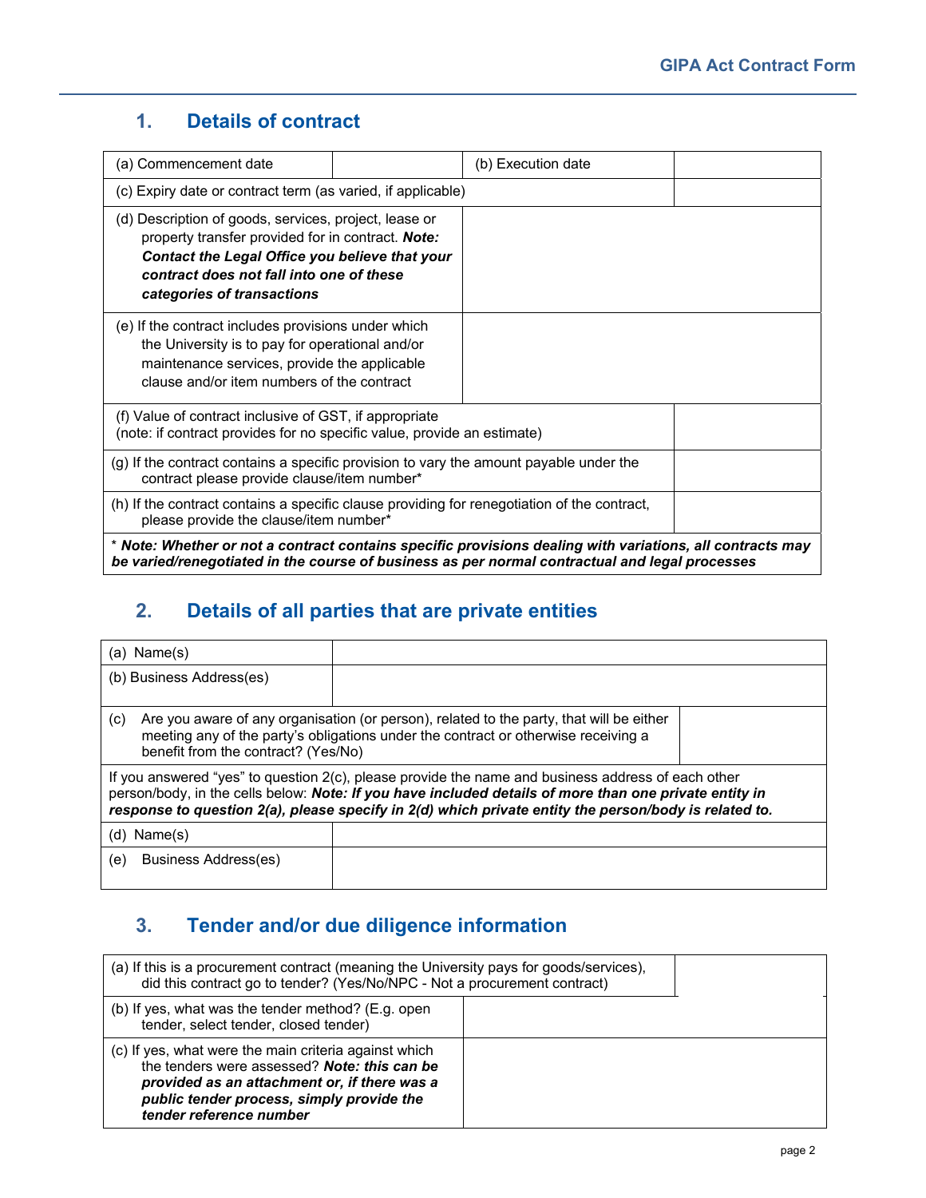## 1. Details of contract

| (a) Commencement date | | (b) Execution date | |
|---|---|---|---|
| (c) Expiry date or contract term (as varied, if applicable) | | | |
| (d) Description of goods, services, project, lease or property transfer provided for in contract. ***Note: Contact the Legal Office you believe that your contract does not fall into one of these categories of transactions*** | | | |
| (e) If the contract includes provisions under which the University is to pay for operational and/or maintenance services, provide the applicable clause and/or item numbers of the contract | | | |
| (f) Value of contract inclusive of GST, if appropriate (note: if contract provides for no specific value, provide an estimate) | | | |
| (g) If the contract contains a specific provision to vary the amount payable under the contract please provide clause/item number* | | | |
| (h) If the contract contains a specific clause providing for renegotiation of the contract, please provide the clause/item number* | | | |

* ***Note: Whether or not a contract contains specific provisions dealing with variations, all contracts may be varied/renegotiated in the course of business as per normal contractual and legal processes***

## 2. Details of all parties that are private entities

| (a) Name(s) | | |
|---|---|---|
| (b) Business Address(es) | | |
| (c) Are you aware of any organisation (or person), related to the party, that will be either meeting any of the party's obligations under the contract or otherwise receiving a benefit from the contract? (Yes/No) | | |

If you answered "yes" to question 2(c), please provide the name and business address of each other person/body, in the cells below: ***Note: If you have included details of more than one private entity in response to question 2(a), please specify in 2(d) which private entity the person/body is related to.***

| (d) Name(s) | |
|---|---|
| (e) Business Address(es) | |

## 3. Tender and/or due diligence information

| (a) If this is a procurement contract (meaning the University pays for goods/services), did this contract go to tender? (Yes/No/NPC - Not a procurement contract) | |
|---|---|
| (b) If yes, what was the tender method? (E.g. open tender, select tender, closed tender) | |
| (c) If yes, what were the main criteria against which the tenders were assessed? ***Note: this can be provided as an attachment or, if there was a public tender process, simply provide the tender reference number*** | |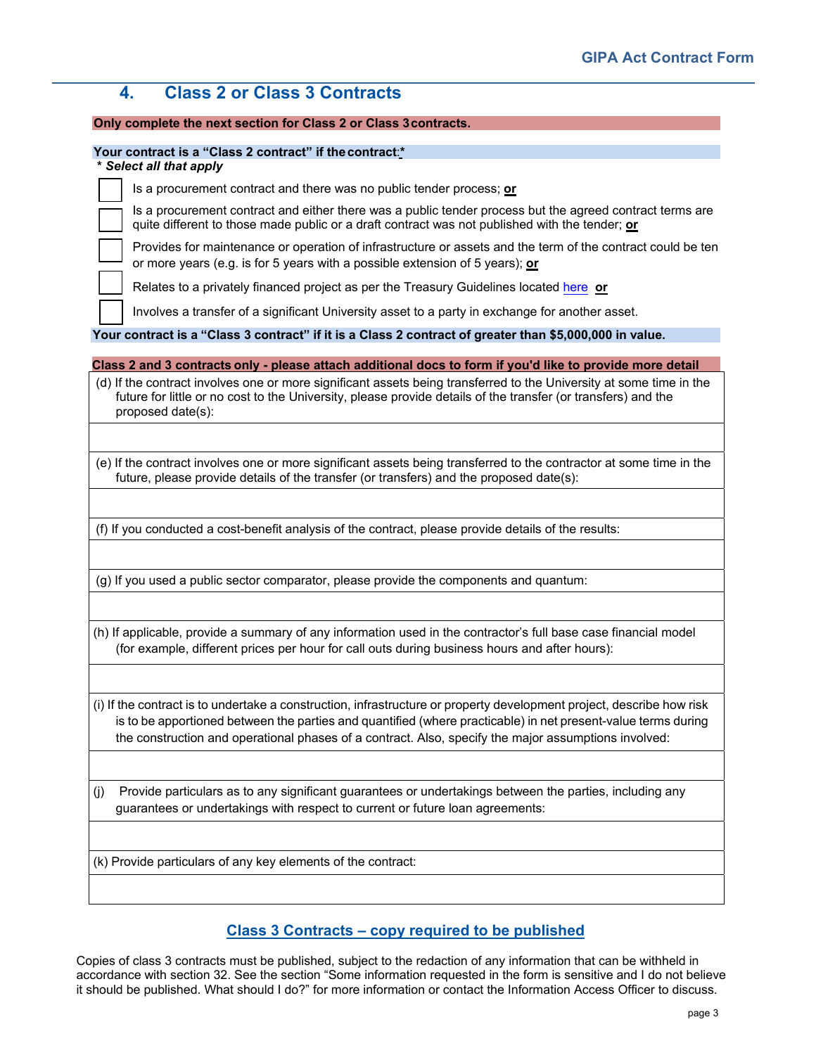## 4. Class 2 or Class 3 Contracts

**Only complete the next section for Class 2 or Class 3 contracts.**

**Your contract is a "Class 2 contract" if the contract:***

***Select all that apply**

- ☐ Is a procurement contract and there was no public tender process; **or**
- ☐ Is a procurement contract and either there was a public tender process but the agreed contract terms are quite different to those made public or a draft contract was not published with the tender; **or**
- ☐ Provides for maintenance or operation of infrastructure or assets and the term of the contract could be ten or more years (e.g. is for 5 years with a possible extension of 5 years); **or**
- ☐ Relates to a privately financed project as per the Treasury Guidelines located here **or**
- ☐ Involves a transfer of a significant University asset to a party in exchange for another asset.

**Your contract is a "Class 3 contract" if it is a Class 2 contract of greater than $5,000,000 in value.**

**Class 2 and 3 contracts only - please attach additional docs to form if you'd like to provide more detail**

| |
|---|
| (d) If the contract involves one or more significant assets being transferred to the University at some time in the future for little or no cost to the University, please provide details of the transfer (or transfers) and the proposed date(s): |
| |
| (e) If the contract involves one or more significant assets being transferred to the contractor at some time in the future, please provide details of the transfer (or transfers) and the proposed date(s): |
| |
| (f) If you conducted a cost-benefit analysis of the contract, please provide details of the results: |
| |
| (g) If you used a public sector comparator, please provide the components and quantum: |
| |
| (h) If applicable, provide a summary of any information used in the contractor's full base case financial model (for example, different prices per hour for call outs during business hours and after hours): |
| |
| (i) If the contract is to undertake a construction, infrastructure or property development project, describe how risk is to be apportioned between the parties and quantified (where practicable) in net present-value terms during the construction and operational phases of a contract. Also, specify the major assumptions involved: |
| |
| (j) Provide particulars as to any significant guarantees or undertakings between the parties, including any guarantees or undertakings with respect to current or future loan agreements: |
| |
| (k) Provide particulars of any key elements of the contract: |
| |

### Class 3 Contracts – copy required to be published

Copies of class 3 contracts must be published, subject to the redaction of any information that can be withheld in accordance with section 32. See the section "Some information requested in the form is sensitive and I do not believe it should be published. What should I do?" for more information or contact the Information Access Officer to discuss.